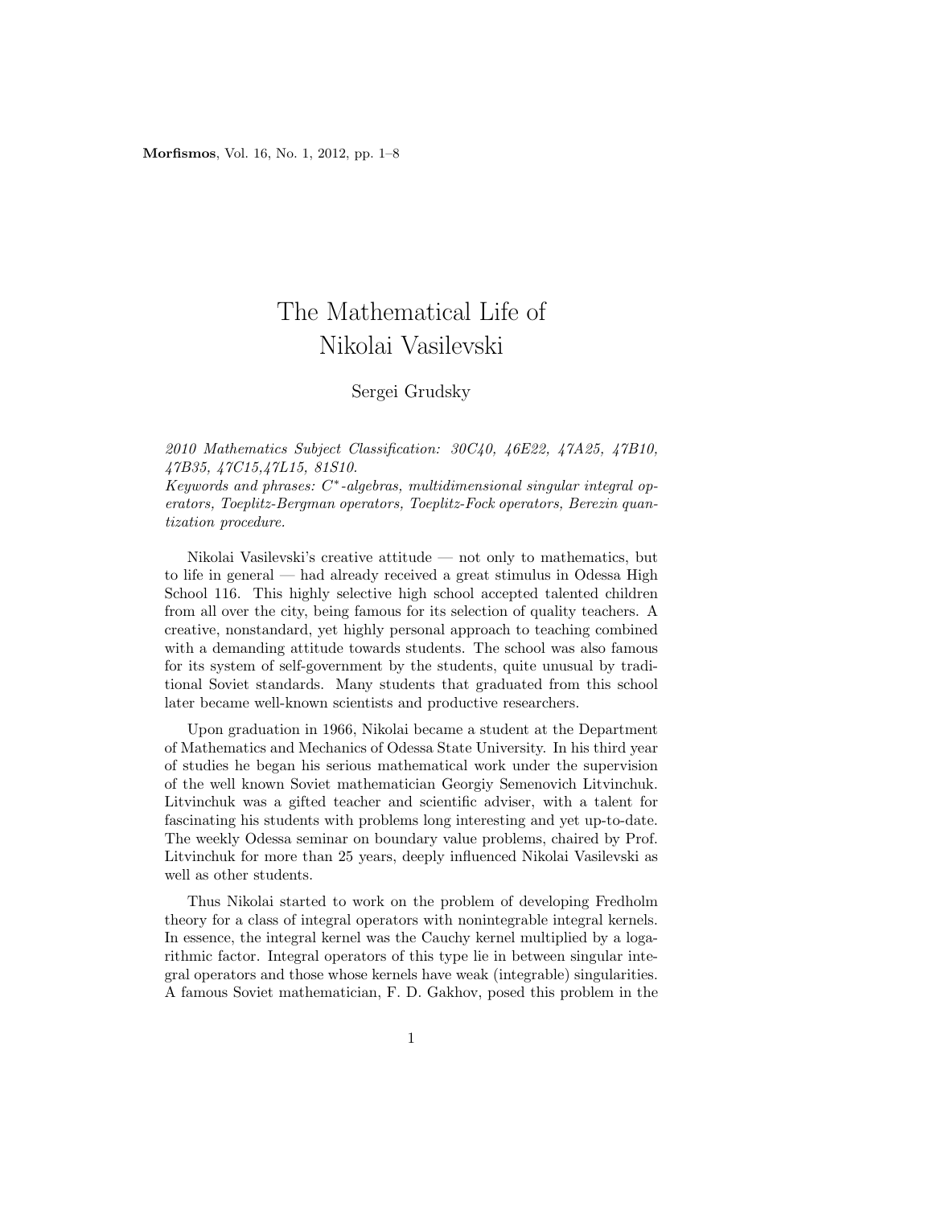# The Mathematical Life of Nikolai Vasilevski

Sergei Grudsky

*2010 Mathematics Subject Classification: 30C40, 46E22, 47A25, 47B10, 47B35, 47C15,47L15, 81S10.*
*Keywords and phrases: $C^*$-algebras, multidimensional singular integral operators, Toeplitz-Bergman operators, Toeplitz-Fock operators, Berezin quantization procedure.*

Nikolai Vasilevski's creative attitude — not only to mathematics, but to life in general — had already received a great stimulus in Odessa High School 116. This highly selective high school accepted talented children from all over the city, being famous for its selection of quality teachers. A creative, nonstandard, yet highly personal approach to teaching combined with a demanding attitude towards students. The school was also famous for its system of self-government by the students, quite unusual by traditional Soviet standards. Many students that graduated from this school later became well-known scientists and productive researchers.

Upon graduation in 1966, Nikolai became a student at the Department of Mathematics and Mechanics of Odessa State University. In his third year of studies he began his serious mathematical work under the supervision of the well known Soviet mathematician Georgiy Semenovich Litvinchuk. Litvinchuk was a gifted teacher and scientific adviser, with a talent for fascinating his students with problems long interesting and yet up-to-date. The weekly Odessa seminar on boundary value problems, chaired by Prof. Litvinchuk for more than 25 years, deeply influenced Nikolai Vasilevski as well as other students.

Thus Nikolai started to work on the problem of developing Fredholm theory for a class of integral operators with nonintegrable integral kernels. In essence, the integral kernel was the Cauchy kernel multiplied by a logarithmic factor. Integral operators of this type lie in between singular integral operators and those whose kernels have weak (integrable) singularities. A famous Soviet mathematician, F. D. Gakhov, posed this problem in the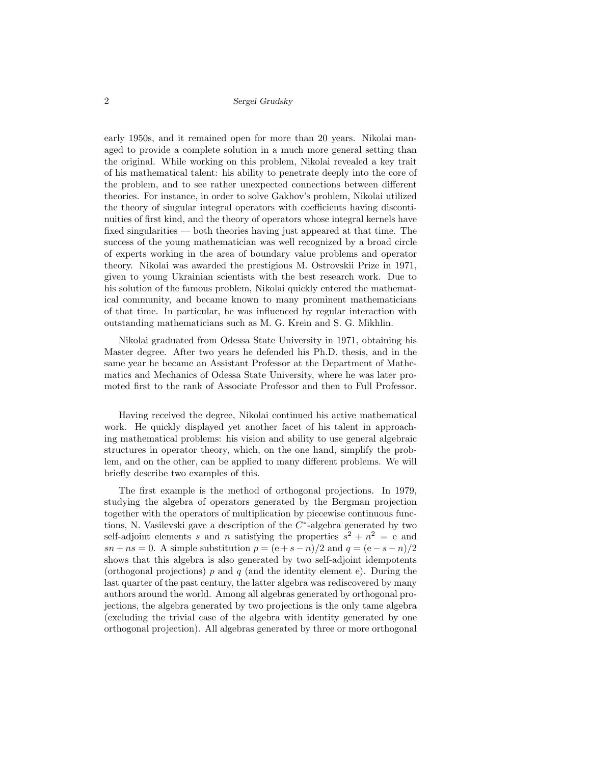early 1950s, and it remained open for more than 20 years. Nikolai managed to provide a complete solution in a much more general setting than the original. While working on this problem, Nikolai revealed a key trait of his mathematical talent: his ability to penetrate deeply into the core of the problem, and to see rather unexpected connections between different theories. For instance, in order to solve Gakhov's problem, Nikolai utilized the theory of singular integral operators with coefficients having discontinuities of first kind, and the theory of operators whose integral kernels have fixed singularities — both theories having just appeared at that time. The success of the young mathematician was well recognized by a broad circle of experts working in the area of boundary value problems and operator theory. Nikolai was awarded the prestigious M. Ostrovskii Prize in 1971, given to young Ukrainian scientists with the best research work. Due to his solution of the famous problem, Nikolai quickly entered the mathematical community, and became known to many prominent mathematicians of that time. In particular, he was influenced by regular interaction with outstanding mathematicians such as M. G. Krein and S. G. Mikhlin.

Nikolai graduated from Odessa State University in 1971, obtaining his Master degree. After two years he defended his Ph.D. thesis, and in the same year he became an Assistant Professor at the Department of Mathematics and Mechanics of Odessa State University, where he was later promoted first to the rank of Associate Professor and then to Full Professor.

Having received the degree, Nikolai continued his active mathematical work. He quickly displayed yet another facet of his talent in approaching mathematical problems: his vision and ability to use general algebraic structures in operator theory, which, on the one hand, simplify the problem, and on the other, can be applied to many different problems. We will briefly describe two examples of this.

The first example is the method of orthogonal projections. In 1979, studying the algebra of operators generated by the Bergman projection together with the operators of multiplication by piecewise continuous functions, N. Vasilevski gave a description of the $C^*$-algebra generated by two self-adjoint elements $s$ and $n$ satisfying the properties $s^2 + n^2 = \mathrm{e}$ and $sn + ns = 0$. A simple substitution $p = (\mathrm{e} + s - n)/2$ and $q = (\mathrm{e} - s - n)/2$ shows that this algebra is also generated by two self-adjoint idempotents (orthogonal projections) $p$ and $q$ (and the identity element e). During the last quarter of the past century, the latter algebra was rediscovered by many authors around the world. Among all algebras generated by orthogonal projections, the algebra generated by two projections is the only tame algebra (excluding the trivial case of the algebra with identity generated by one orthogonal projection). All algebras generated by three or more orthogonal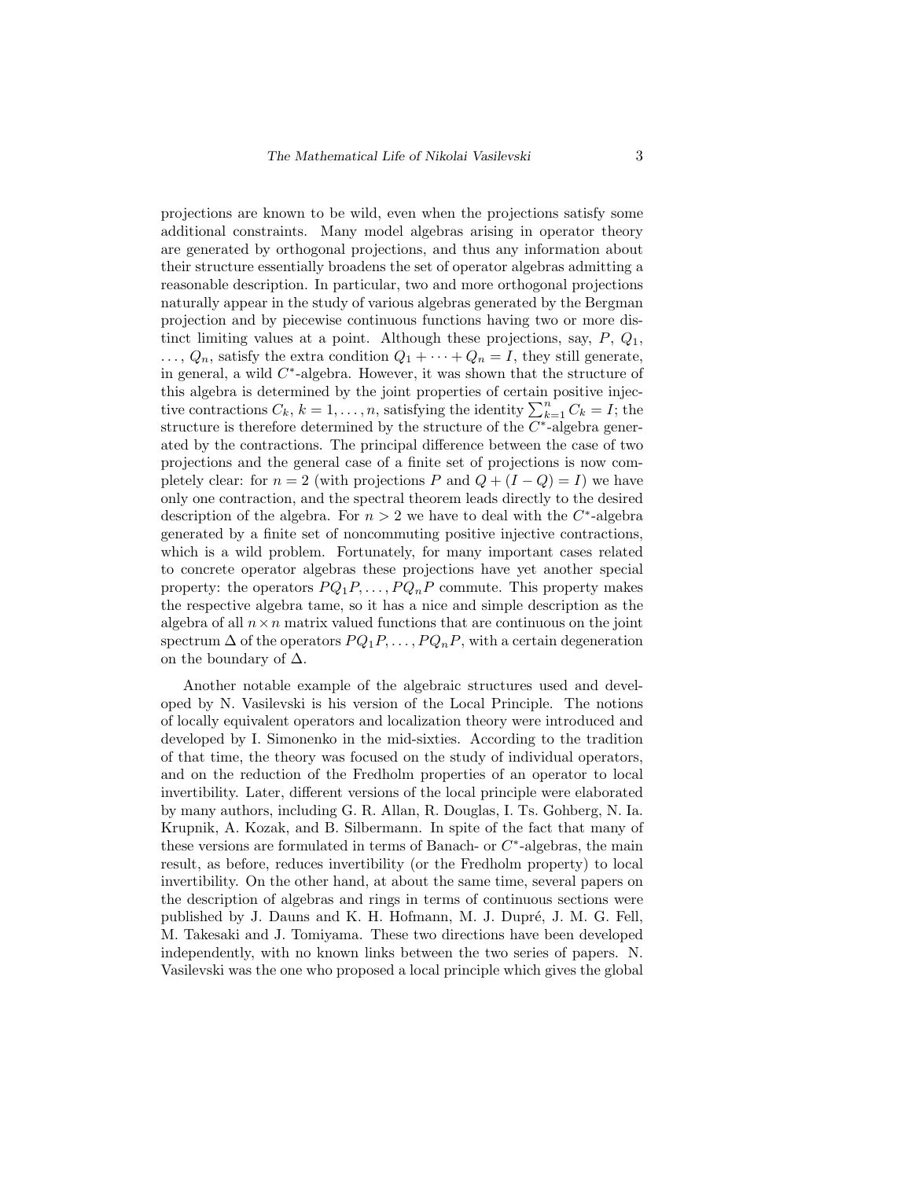projections are known to be wild, even when the projections satisfy some additional constraints. Many model algebras arising in operator theory are generated by orthogonal projections, and thus any information about their structure essentially broadens the set of operator algebras admitting a reasonable description. In particular, two and more orthogonal projections naturally appear in the study of various algebras generated by the Bergman projection and by piecewise continuous functions having two or more distinct limiting values at a point. Although these projections, say, $P$, $Q_1$, $\dots$, $Q_n$, satisfy the extra condition $Q_1 + \cdots + Q_n = I$, they still generate, in general, a wild $C^*$-algebra. However, it was shown that the structure of this algebra is determined by the joint properties of certain positive injective contractions $C_k$, $k = 1, \dots, n$, satisfying the identity $\sum_{k=1}^{n} C_k = I$; the structure is therefore determined by the structure of the $C^*$-algebra generated by the contractions. The principal difference between the case of two projections and the general case of a finite set of projections is now completely clear: for $n = 2$ (with projections $P$ and $Q + (I - Q) = I$) we have only one contraction, and the spectral theorem leads directly to the desired description of the algebra. For $n > 2$ we have to deal with the $C^*$-algebra generated by a finite set of noncommuting positive injective contractions, which is a wild problem. Fortunately, for many important cases related to concrete operator algebras these projections have yet another special property: the operators $PQ_1P, \dots, PQ_nP$ commute. This property makes the respective algebra tame, so it has a nice and simple description as the algebra of all $n \times n$ matrix valued functions that are continuous on the joint spectrum $\Delta$ of the operators $PQ_1P, \dots, PQ_nP$, with a certain degeneration on the boundary of $\Delta$.

Another notable example of the algebraic structures used and developed by N. Vasilevski is his version of the Local Principle. The notions of locally equivalent operators and localization theory were introduced and developed by I. Simonenko in the mid-sixties. According to the tradition of that time, the theory was focused on the study of individual operators, and on the reduction of the Fredholm properties of an operator to local invertibility. Later, different versions of the local principle were elaborated by many authors, including G. R. Allan, R. Douglas, I. Ts. Gohberg, N. Ia. Krupnik, A. Kozak, and B. Silbermann. In spite of the fact that many of these versions are formulated in terms of Banach- or $C^*$-algebras, the main result, as before, reduces invertibility (or the Fredholm property) to local invertibility. On the other hand, at about the same time, several papers on the description of algebras and rings in terms of continuous sections were published by J. Dauns and K. H. Hofmann, M. J. Dupré, J. M. G. Fell, M. Takesaki and J. Tomiyama. These two directions have been developed independently, with no known links between the two series of papers. N. Vasilevski was the one who proposed a local principle which gives the global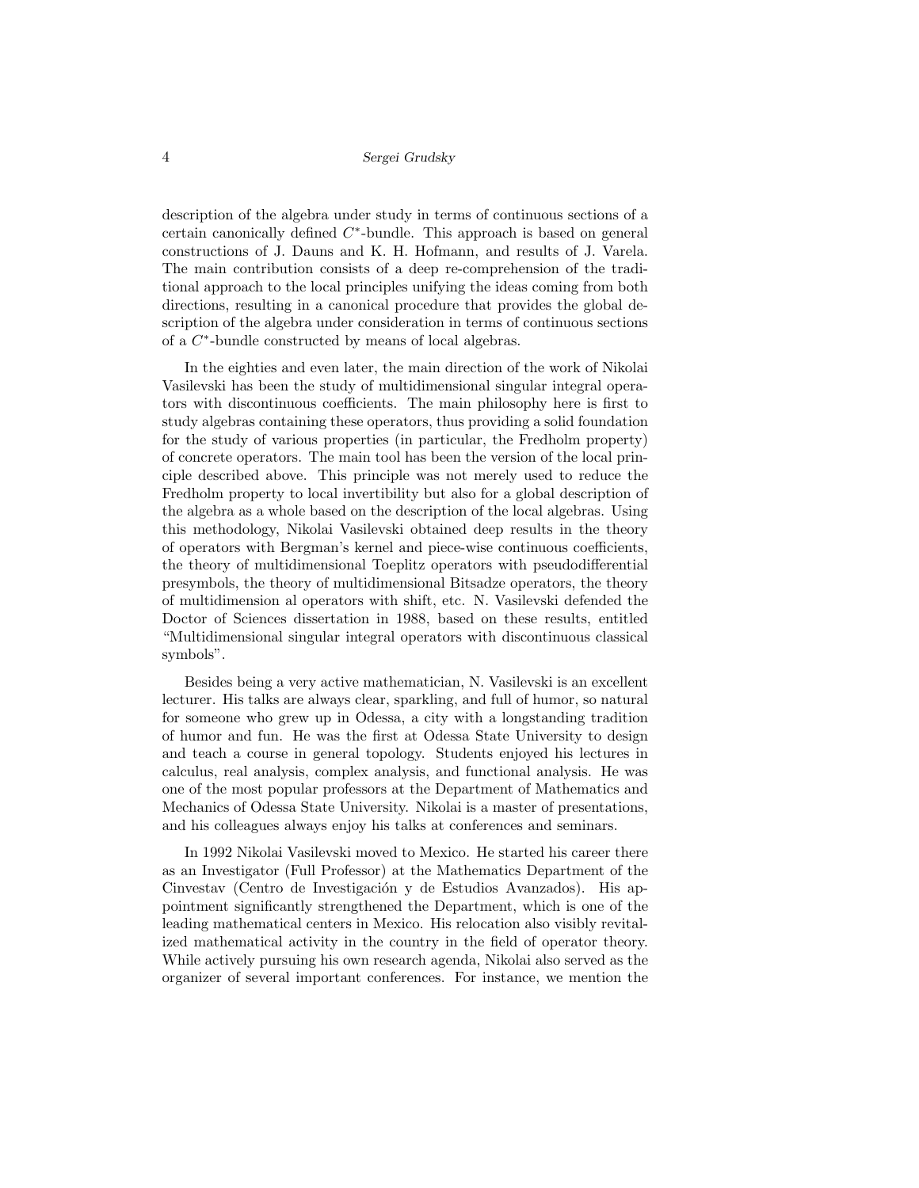description of the algebra under study in terms of continuous sections of a certain canonically defined $C^*$-bundle. This approach is based on general constructions of J. Dauns and K. H. Hofmann, and results of J. Varela. The main contribution consists of a deep re-comprehension of the traditional approach to the local principles unifying the ideas coming from both directions, resulting in a canonical procedure that provides the global description of the algebra under consideration in terms of continuous sections of a $C^*$-bundle constructed by means of local algebras.

In the eighties and even later, the main direction of the work of Nikolai Vasilevski has been the study of multidimensional singular integral operators with discontinuous coefficients. The main philosophy here is first to study algebras containing these operators, thus providing a solid foundation for the study of various properties (in particular, the Fredholm property) of concrete operators. The main tool has been the version of the local principle described above. This principle was not merely used to reduce the Fredholm property to local invertibility but also for a global description of the algebra as a whole based on the description of the local algebras. Using this methodology, Nikolai Vasilevski obtained deep results in the theory of operators with Bergman's kernel and piece-wise continuous coefficients, the theory of multidimensional Toeplitz operators with pseudodifferential presymbols, the theory of multidimensional Bitsadze operators, the theory of multidimension al operators with shift, etc. N. Vasilevski defended the Doctor of Sciences dissertation in 1988, based on these results, entitled "Multidimensional singular integral operators with discontinuous classical symbols".

Besides being a very active mathematician, N. Vasilevski is an excellent lecturer. His talks are always clear, sparkling, and full of humor, so natural for someone who grew up in Odessa, a city with a longstanding tradition of humor and fun. He was the first at Odessa State University to design and teach a course in general topology. Students enjoyed his lectures in calculus, real analysis, complex analysis, and functional analysis. He was one of the most popular professors at the Department of Mathematics and Mechanics of Odessa State University. Nikolai is a master of presentations, and his colleagues always enjoy his talks at conferences and seminars.

In 1992 Nikolai Vasilevski moved to Mexico. He started his career there as an Investigator (Full Professor) at the Mathematics Department of the Cinvestav (Centro de Investigación y de Estudios Avanzados). His appointment significantly strengthened the Department, which is one of the leading mathematical centers in Mexico. His relocation also visibly revitalized mathematical activity in the country in the field of operator theory. While actively pursuing his own research agenda, Nikolai also served as the organizer of several important conferences. For instance, we mention the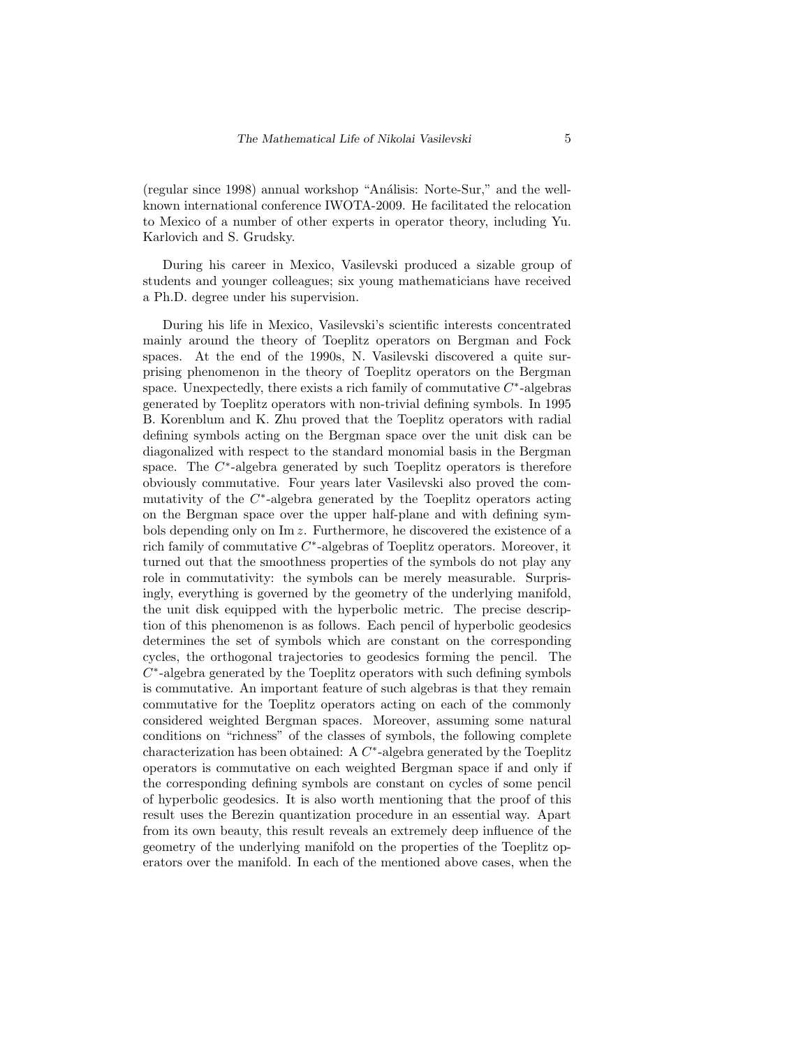(regular since 1998) annual workshop "Análisis: Norte-Sur," and the well-known international conference IWOTA-2009. He facilitated the relocation to Mexico of a number of other experts in operator theory, including Yu. Karlovich and S. Grudsky.

During his career in Mexico, Vasilevski produced a sizable group of students and younger colleagues; six young mathematicians have received a Ph.D. degree under his supervision.

During his life in Mexico, Vasilevski's scientific interests concentrated mainly around the theory of Toeplitz operators on Bergman and Fock spaces. At the end of the 1990s, N. Vasilevski discovered a quite surprising phenomenon in the theory of Toeplitz operators on the Bergman space. Unexpectedly, there exists a rich family of commutative $C^*$-algebras generated by Toeplitz operators with non-trivial defining symbols. In 1995 B. Korenblum and K. Zhu proved that the Toeplitz operators with radial defining symbols acting on the Bergman space over the unit disk can be diagonalized with respect to the standard monomial basis in the Bergman space. The $C^*$-algebra generated by such Toeplitz operators is therefore obviously commutative. Four years later Vasilevski also proved the commutativity of the $C^*$-algebra generated by the Toeplitz operators acting on the Bergman space over the upper half-plane and with defining symbols depending only on $\operatorname{Im} z$. Furthermore, he discovered the existence of a rich family of commutative $C^*$-algebras of Toeplitz operators. Moreover, it turned out that the smoothness properties of the symbols do not play any role in commutativity: the symbols can be merely measurable. Surprisingly, everything is governed by the geometry of the underlying manifold, the unit disk equipped with the hyperbolic metric. The precise description of this phenomenon is as follows. Each pencil of hyperbolic geodesics determines the set of symbols which are constant on the corresponding cycles, the orthogonal trajectories to geodesics forming the pencil. The $C^*$-algebra generated by the Toeplitz operators with such defining symbols is commutative. An important feature of such algebras is that they remain commutative for the Toeplitz operators acting on each of the commonly considered weighted Bergman spaces. Moreover, assuming some natural conditions on "richness" of the classes of symbols, the following complete characterization has been obtained: A $C^*$-algebra generated by the Toeplitz operators is commutative on each weighted Bergman space if and only if the corresponding defining symbols are constant on cycles of some pencil of hyperbolic geodesics. It is also worth mentioning that the proof of this result uses the Berezin quantization procedure in an essential way. Apart from its own beauty, this result reveals an extremely deep influence of the geometry of the underlying manifold on the properties of the Toeplitz operators over the manifold. In each of the mentioned above cases, when the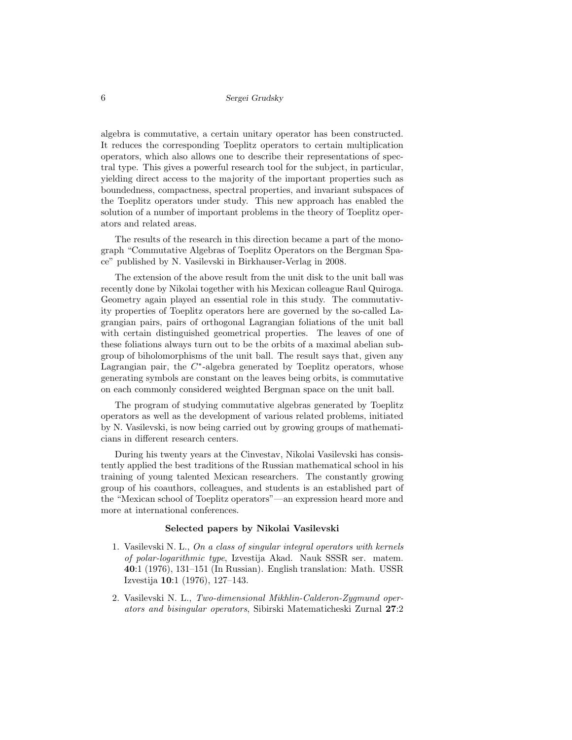algebra is commutative, a certain unitary operator has been constructed. It reduces the corresponding Toeplitz operators to certain multiplication operators, which also allows one to describe their representations of spectral type. This gives a powerful research tool for the subject, in particular, yielding direct access to the majority of the important properties such as boundedness, compactness, spectral properties, and invariant subspaces of the Toeplitz operators under study. This new approach has enabled the solution of a number of important problems in the theory of Toeplitz operators and related areas.

The results of the research in this direction became a part of the monograph "Commutative Algebras of Toeplitz Operators on the Bergman Space" published by N. Vasilevski in Birkhauser-Verlag in 2008.

The extension of the above result from the unit disk to the unit ball was recently done by Nikolai together with his Mexican colleague Raul Quiroga. Geometry again played an essential role in this study. The commutativity properties of Toeplitz operators here are governed by the so-called Lagrangian pairs, pairs of orthogonal Lagrangian foliations of the unit ball with certain distinguished geometrical properties. The leaves of one of these foliations always turn out to be the orbits of a maximal abelian subgroup of biholomorphisms of the unit ball. The result says that, given any Lagrangian pair, the $C^*$-algebra generated by Toeplitz operators, whose generating symbols are constant on the leaves being orbits, is commutative on each commonly considered weighted Bergman space on the unit ball.

The program of studying commutative algebras generated by Toeplitz operators as well as the development of various related problems, initiated by N. Vasilevski, is now being carried out by growing groups of mathematicians in different research centers.

During his twenty years at the Cinvestav, Nikolai Vasilevski has consistently applied the best traditions of the Russian mathematical school in his training of young talented Mexican researchers. The constantly growing group of his coauthors, colleagues, and students is an established part of the "Mexican school of Toeplitz operators"—an expression heard more and more at international conferences.

**Selected papers by Nikolai Vasilevski**

1. Vasilevski N. L., *On a class of singular integral operators with kernels of polar-logarithmic type*, Izvestija Akad. Nauk SSSR ser. matem. **40**:1 (1976), 131–151 (In Russian). English translation: Math. USSR Izvestija **10**:1 (1976), 127–143.
2. Vasilevski N. L., *Two-dimensional Mikhlin-Calderon-Zygmund operators and bisingular operators*, Sibirski Matematicheski Zurnal **27**:2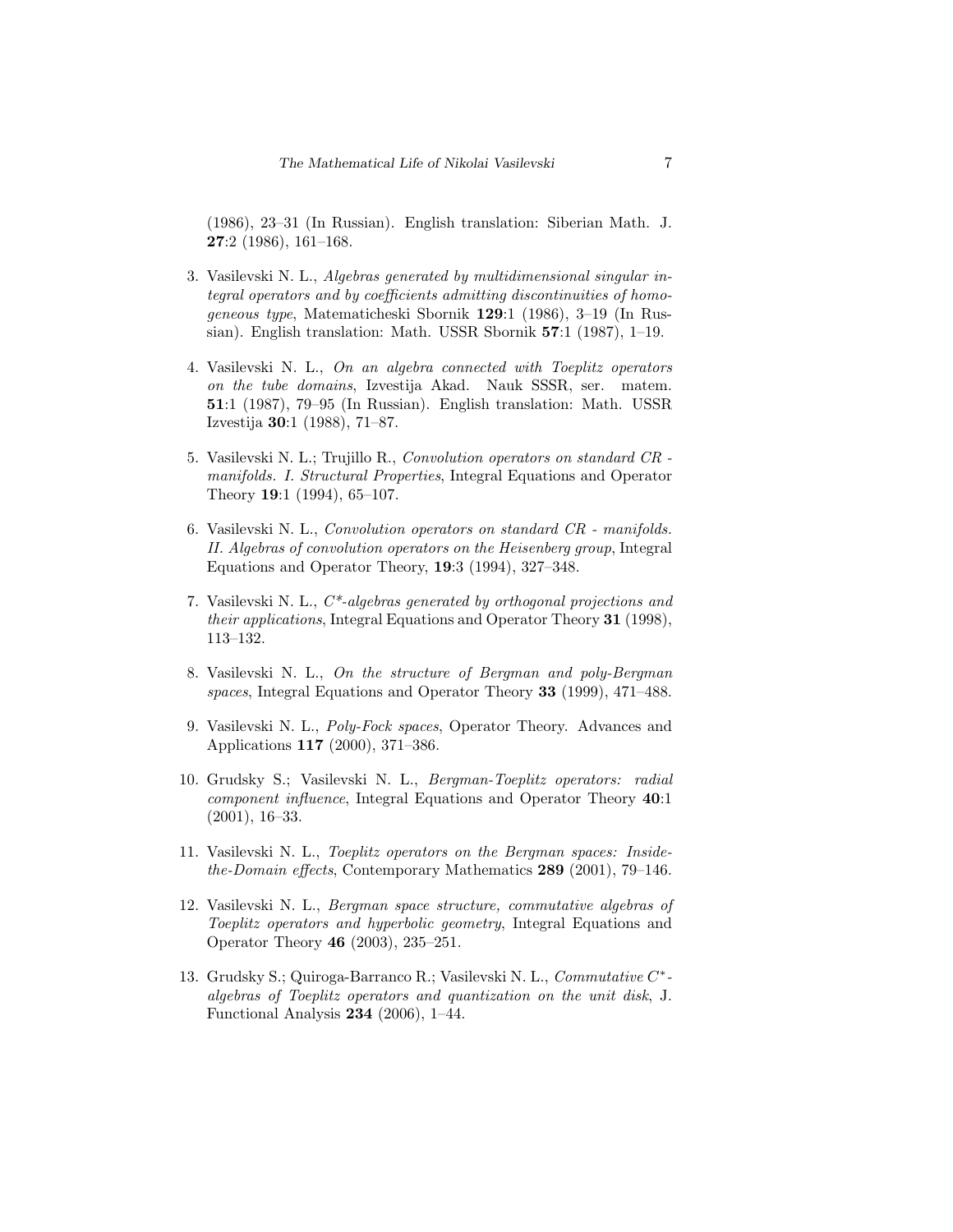(1986), 23–31 (In Russian). English translation: Siberian Math. J. **27**:2 (1986), 161–168.

3. Vasilevski N. L., *Algebras generated by multidimensional singular integral operators and by coefficients admitting discontinuities of homogeneous type*, Matematicheski Sbornik **129**:1 (1986), 3–19 (In Russian). English translation: Math. USSR Sbornik **57**:1 (1987), 1–19.

4. Vasilevski N. L., *On an algebra connected with Toeplitz operators on the tube domains*, Izvestija Akad. Nauk SSSR, ser. matem. **51**:1 (1987), 79–95 (In Russian). English translation: Math. USSR Izvestija **30**:1 (1988), 71–87.

5. Vasilevski N. L.; Trujillo R., *Convolution operators on standard CR - manifolds. I. Structural Properties*, Integral Equations and Operator Theory **19**:1 (1994), 65–107.

6. Vasilevski N. L., *Convolution operators on standard CR - manifolds. II. Algebras of convolution operators on the Heisenberg group*, Integral Equations and Operator Theory, **19**:3 (1994), 327–348.

7. Vasilevski N. L., *$C^*$-algebras generated by orthogonal projections and their applications*, Integral Equations and Operator Theory **31** (1998), 113–132.

8. Vasilevski N. L., *On the structure of Bergman and poly-Bergman spaces*, Integral Equations and Operator Theory **33** (1999), 471–488.

9. Vasilevski N. L., *Poly-Fock spaces*, Operator Theory. Advances and Applications **117** (2000), 371–386.

10. Grudsky S.; Vasilevski N. L., *Bergman-Toeplitz operators: radial component influence*, Integral Equations and Operator Theory **40**:1 (2001), 16–33.

11. Vasilevski N. L., *Toeplitz operators on the Bergman spaces: Inside-the-Domain effects*, Contemporary Mathematics **289** (2001), 79–146.

12. Vasilevski N. L., *Bergman space structure, commutative algebras of Toeplitz operators and hyperbolic geometry*, Integral Equations and Operator Theory **46** (2003), 235–251.

13. Grudsky S.; Quiroga-Barranco R.; Vasilevski N. L., *Commutative $C^*$-algebras of Toeplitz operators and quantization on the unit disk*, J. Functional Analysis **234** (2006), 1–44.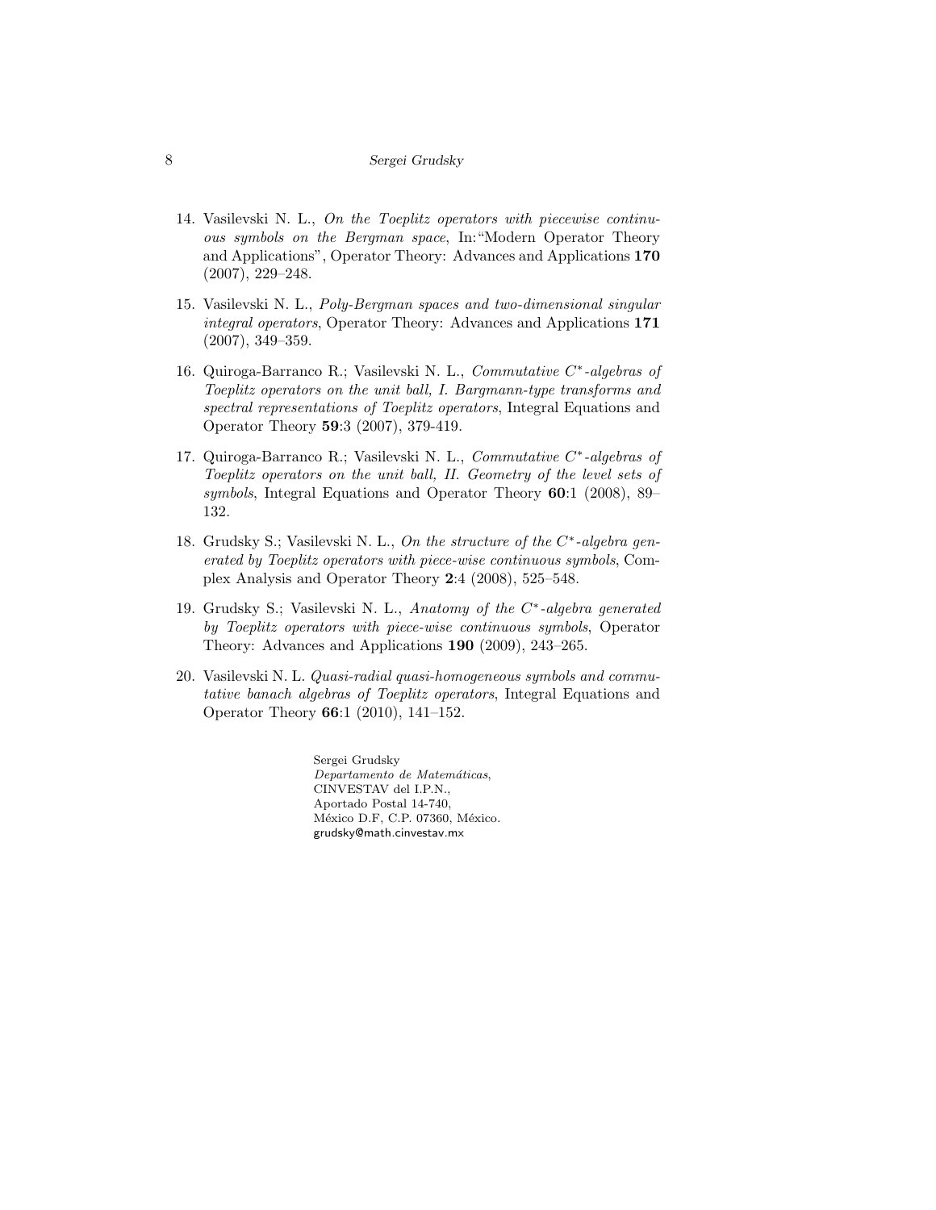14. Vasilevski N. L., *On the Toeplitz operators with piecewise continuous symbols on the Bergman space*, In:"Modern Operator Theory and Applications", Operator Theory: Advances and Applications **170** (2007), 229–248.

15. Vasilevski N. L., *Poly-Bergman spaces and two-dimensional singular integral operators*, Operator Theory: Advances and Applications **171** (2007), 349–359.

16. Quiroga-Barranco R.; Vasilevski N. L., *Commutative $C^*$-algebras of Toeplitz operators on the unit ball, I. Bargmann-type transforms and spectral representations of Toeplitz operators*, Integral Equations and Operator Theory **59**:3 (2007), 379-419.

17. Quiroga-Barranco R.; Vasilevski N. L., *Commutative $C^*$-algebras of Toeplitz operators on the unit ball, II. Geometry of the level sets of symbols*, Integral Equations and Operator Theory **60**:1 (2008), 89–132.

18. Grudsky S.; Vasilevski N. L., *On the structure of the $C^*$-algebra generated by Toeplitz operators with piece-wise continuous symbols*, Complex Analysis and Operator Theory **2**:4 (2008), 525–548.

19. Grudsky S.; Vasilevski N. L., *Anatomy of the $C^*$-algebra generated by Toeplitz operators with piece-wise continuous symbols*, Operator Theory: Advances and Applications **190** (2009), 243–265.

20. Vasilevski N. L. *Quasi-radial quasi-homogeneous symbols and commutative banach algebras of Toeplitz operators*, Integral Equations and Operator Theory **66**:1 (2010), 141–152.

Sergei Grudsky
*Departamento de Matemáticas*,
CINVESTAV del I.P.N.,
Aportado Postal 14-740,
México D.F, C.P. 07360, México.
grudsky@math.cinvestav.mx